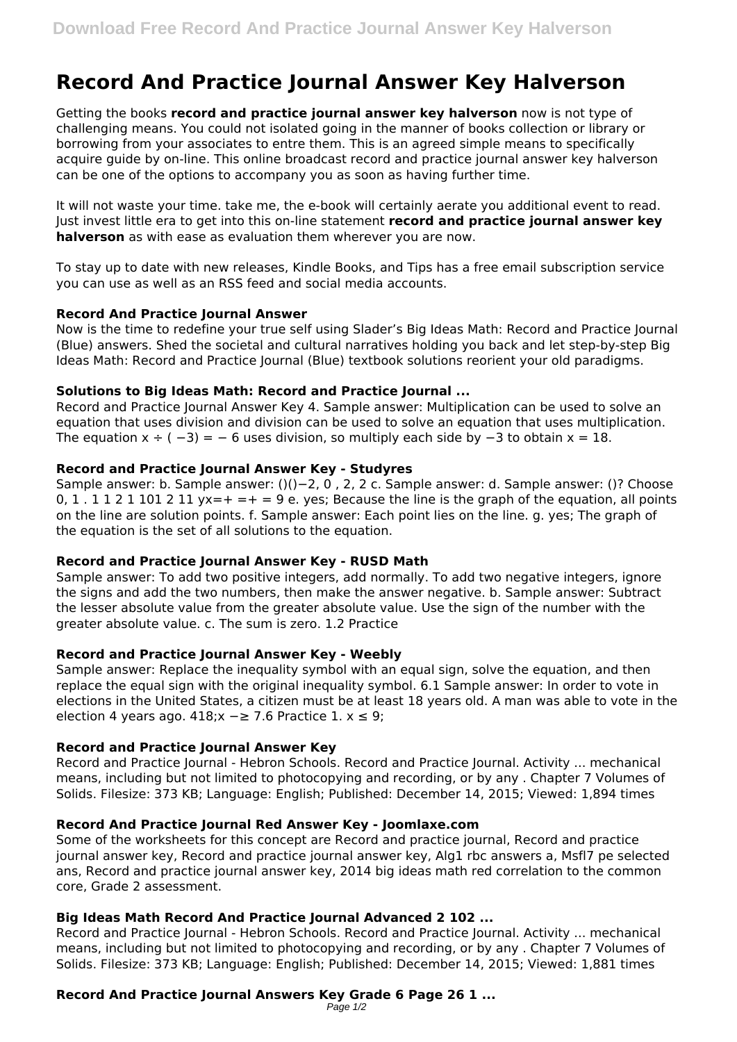# Record And Practice Journal Answer Key Halverson

Getting the books **record and practice journal answer key halverson** now is not type of challenging means. You could not isolated going in the manner of books collection or library or borrowing from your associates to entre them. This is an agreed simple means to specifically acquire guide by on-line. This online broadcast record and practice journal answer key halverson can be one of the options to accompany you as soon as having further time.

It will not waste your time. take me, the e-book will certainly aerate you additional event to read. Just invest little era to get into this on-line statement **record and practice journal answer key halverson** as with ease as evaluation them wherever you are now.

To stay up to date with new releases, Kindle Books, and Tips has a free email subscription service you can use as well as an RSS feed and social media accounts.

### Record And Practice Journal Answer

Now is the time to redefine your true self using Slader's Big Ideas Math: Record and Practice Journal (Blue) answers. Shed the societal and cultural narratives holding you back and let step-by-step Big Ideas Math: Record and Practice Journal (Blue) textbook solutions reorient your old paradigms.

### Solutions to Big Ideas Math: Record and Practice Journal ...

Record and Practice Journal Answer Key 4. Sample answer: Multiplication can be used to solve an equation that uses division and division can be used to solve an equation that uses multiplication. The equation $x \div (-3) = -6$ uses division, so multiply each side by $-3$ to obtain $x = 18$.

### Record and Practice Journal Answer Key - Studyres

Sample answer: b. Sample answer: ()()−2, 0 , 2, 2 c. Sample answer: d. Sample answer: ()? Choose 0, 1 . 1 1 2 1 101 2 11 yx=+ =+ = 9 e. yes; Because the line is the graph of the equation, all points on the line are solution points. f. Sample answer: Each point lies on the line. g. yes; The graph of the equation is the set of all solutions to the equation.

### Record and Practice Journal Answer Key - RUSD Math

Sample answer: To add two positive integers, add normally. To add two negative integers, ignore the signs and add the two numbers, then make the answer negative. b. Sample answer: Subtract the lesser absolute value from the greater absolute value. Use the sign of the number with the greater absolute value. c. The sum is zero. 1.2 Practice

### Record and Practice Journal Answer Key - Weebly

Sample answer: Replace the inequality symbol with an equal sign, solve the equation, and then replace the equal sign with the original inequality symbol. 6.1 Sample answer: In order to vote in elections in the United States, a citizen must be at least 18 years old. A man was able to vote in the election 4 years ago. 418;x −≥ 7.6 Practice 1. $x \leq 9$;

### Record and Practice Journal Answer Key

Record and Practice Journal - Hebron Schools. Record and Practice Journal. Activity ... mechanical means, including but not limited to photocopying and recording, or by any . Chapter 7 Volumes of Solids. Filesize: 373 KB; Language: English; Published: December 14, 2015; Viewed: 1,894 times

### Record And Practice Journal Red Answer Key - Joomlaxe.com

Some of the worksheets for this concept are Record and practice journal, Record and practice journal answer key, Record and practice journal answer key, Alg1 rbc answers a, Msfl7 pe selected ans, Record and practice journal answer key, 2014 big ideas math red correlation to the common core, Grade 2 assessment.

### Big Ideas Math Record And Practice Journal Advanced 2 102 ...

Record and Practice Journal - Hebron Schools. Record and Practice Journal. Activity ... mechanical means, including but not limited to photocopying and recording, or by any . Chapter 7 Volumes of Solids. Filesize: 373 KB; Language: English; Published: December 14, 2015; Viewed: 1,881 times

### Record And Practice Journal Answers Key Grade 6 Page 26 1 ...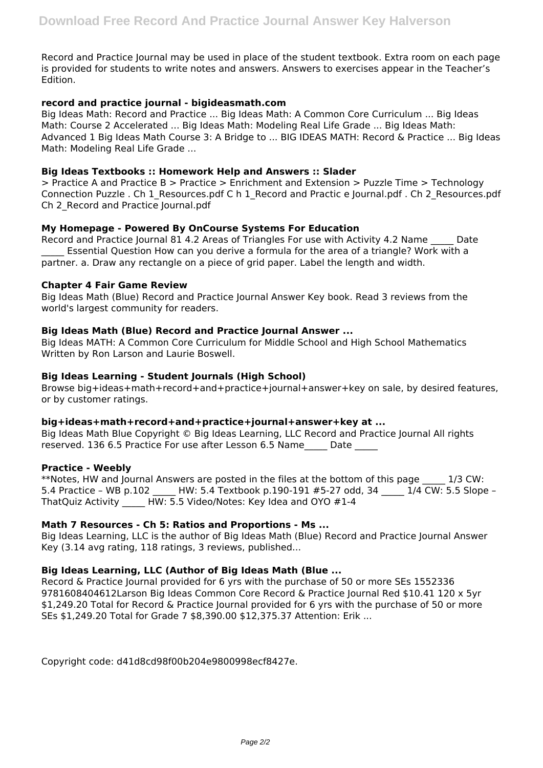Record and Practice Journal may be used in place of the student textbook. Extra room on each page is provided for students to write notes and answers. Answers to exercises appear in the Teacher's Edition.

**record and practice journal - bigideasmath.com**

Big Ideas Math: Record and Practice ... Big Ideas Math: A Common Core Curriculum ... Big Ideas Math: Course 2 Accelerated ... Big Ideas Math: Modeling Real Life Grade ... Big Ideas Math: Advanced 1 Big Ideas Math Course 3: A Bridge to ... BIG IDEAS MATH: Record & Practice ... Big Ideas Math: Modeling Real Life Grade ...

**Big Ideas Textbooks :: Homework Help and Answers :: Slader**

> Practice A and Practice B > Practice > Enrichment and Extension > Puzzle Time > Technology Connection Puzzle . Ch 1_Resources.pdf C h 1_Record and Practic e Journal.pdf . Ch 2_Resources.pdf Ch 2_Record and Practice Journal.pdf

**My Homepage - Powered By OnCourse Systems For Education**

Record and Practice Journal 81 4.2 Areas of Triangles For use with Activity 4.2 Name _____ Date _____ Essential Question How can you derive a formula for the area of a triangle? Work with a partner. a. Draw any rectangle on a piece of grid paper. Label the length and width.

**Chapter 4 Fair Game Review**

Big Ideas Math (Blue) Record and Practice Journal Answer Key book. Read 3 reviews from the world's largest community for readers.

**Big Ideas Math (Blue) Record and Practice Journal Answer ...**

Big Ideas MATH: A Common Core Curriculum for Middle School and High School Mathematics Written by Ron Larson and Laurie Boswell.

**Big Ideas Learning - Student Journals (High School)**

Browse big+ideas+math+record+and+practice+journal+answer+key on sale, by desired features, or by customer ratings.

**big+ideas+math+record+and+practice+journal+answer+key at ...**

Big Ideas Math Blue Copyright © Big Ideas Learning, LLC Record and Practice Journal All rights reserved. 136 6.5 Practice For use after Lesson 6.5 Name_____ Date _____

**Practice - Weebly**

**Notes, HW and Journal Answers are posted in the files at the bottom of this page _____ 1/3 CW: 5.4 Practice – WB p.102 _____ HW: 5.4 Textbook p.190-191 #5-27 odd, 34 _____ 1/4 CW: 5.5 Slope – ThatQuiz Activity _____ HW: 5.5 Video/Notes: Key Idea and OYO #1-4

**Math 7 Resources - Ch 5: Ratios and Proportions - Ms ...**

Big Ideas Learning, LLC is the author of Big Ideas Math (Blue) Record and Practice Journal Answer Key (3.14 avg rating, 118 ratings, 3 reviews, published...

**Big Ideas Learning, LLC (Author of Big Ideas Math (Blue ...**

Record & Practice Journal provided for 6 yrs with the purchase of 50 or more SEs 1552336 9781608404612Larson Big Ideas Common Core Record & Practice Journal Red $10.41 120 x 5yr $1,249.20 Total for Record & Practice Journal provided for 6 yrs with the purchase of 50 or more SEs $1,249.20 Total for Grade 7 $8,390.00 $12,375.37 Attention: Erik ...

Copyright code: d41d8cd98f00b204e9800998ecf8427e.